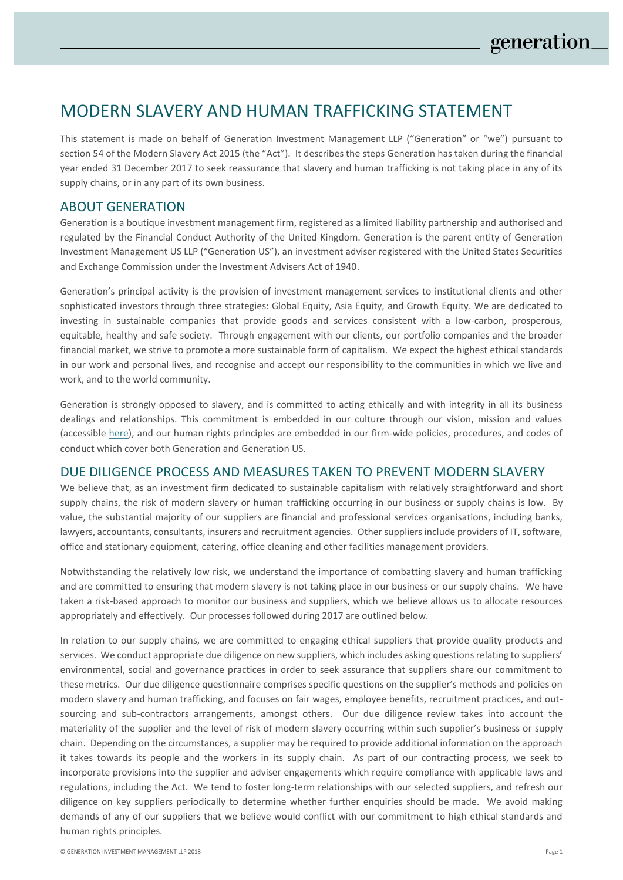# MODERN SLAVERY AND HUMAN TRAFFICKING STATEMENT

This statement is made on behalf of Generation Investment Management LLP ("Generation" or "we") pursuant to section 54 of the Modern Slavery Act 2015 (the "Act"). It describes the steps Generation has taken during the financial year ended 31 December 2017 to seek reassurance that slavery and human trafficking is not taking place in any of its supply chains, or in any part of its own business.

## ABOUT GENERATION

Generation is a boutique investment management firm, registered as a limited liability partnership and authorised and regulated by the Financial Conduct Authority of the United Kingdom. Generation is the parent entity of Generation Investment Management US LLP ("Generation US"), an investment adviser registered with the United States Securities and Exchange Commission under the Investment Advisers Act of 1940.

Generation's principal activity is the provision of investment management services to institutional clients and other sophisticated investors through three strategies: Global Equity, Asia Equity, and Growth Equity. We are dedicated to investing in sustainable companies that provide goods and services consistent with a low-carbon, prosperous, equitable, healthy and safe society. Through engagement with our clients, our portfolio companies and the broader financial market, we strive to promote a more sustainable form of capitalism. We expect the highest ethical standards in our work and personal lives, and recognise and accept our responsibility to the communities in which we live and work, and to the world community.

Generation is strongly opposed to slavery, and is committed to acting ethically and with integrity in all its business dealings and relationships. This commitment is embedded in our culture through our vision, mission and values (accessible here), and our human rights principles are embedded in our firm-wide policies, procedures, and codes of conduct which cover both Generation and Generation US.

## DUE DILIGENCE PROCESS AND MEASURES TAKEN TO PREVENT MODERN SLAVERY

We believe that, as an investment firm dedicated to sustainable capitalism with relatively straightforward and short supply chains, the risk of modern slavery or human trafficking occurring in our business or supply chains is low. By value, the substantial majority of our suppliers are financial and professional services organisations, including banks, lawyers, accountants, consultants, insurers and recruitment agencies. Other suppliers include providers of IT, software, office and stationary equipment, catering, office cleaning and other facilities management providers.

Notwithstanding the relatively low risk, we understand the importance of combatting slavery and human trafficking and are committed to ensuring that modern slavery is not taking place in our business or our supply chains. We have taken a risk-based approach to monitor our business and suppliers, which we believe allows us to allocate resources appropriately and effectively. Our processes followed during 2017 are outlined below.

In relation to our supply chains, we are committed to engaging ethical suppliers that provide quality products and services. We conduct appropriate due diligence on new suppliers, which includes asking questions relating to suppliers' environmental, social and governance practices in order to seek assurance that suppliers share our commitment to these metrics. Our due diligence questionnaire comprises specific questions on the supplier's methods and policies on modern slavery and human trafficking, and focuses on fair wages, employee benefits, recruitment practices, and out-sourcing and sub-contractors arrangements, amongst others. Our due diligence review takes into account the materiality of the supplier and the level of risk of modern slavery occurring within such supplier's business or supply chain. Depending on the circumstances, a supplier may be required to provide additional information on the approach it takes towards its people and the workers in its supply chain. As part of our contracting process, we seek to incorporate provisions into the supplier and adviser engagements which require compliance with applicable laws and regulations, including the Act. We tend to foster long-term relationships with our selected suppliers, and refresh our diligence on key suppliers periodically to determine whether further enquiries should be made. We avoid making demands of any of our suppliers that we believe would conflict with our commitment to high ethical standards and human rights principles.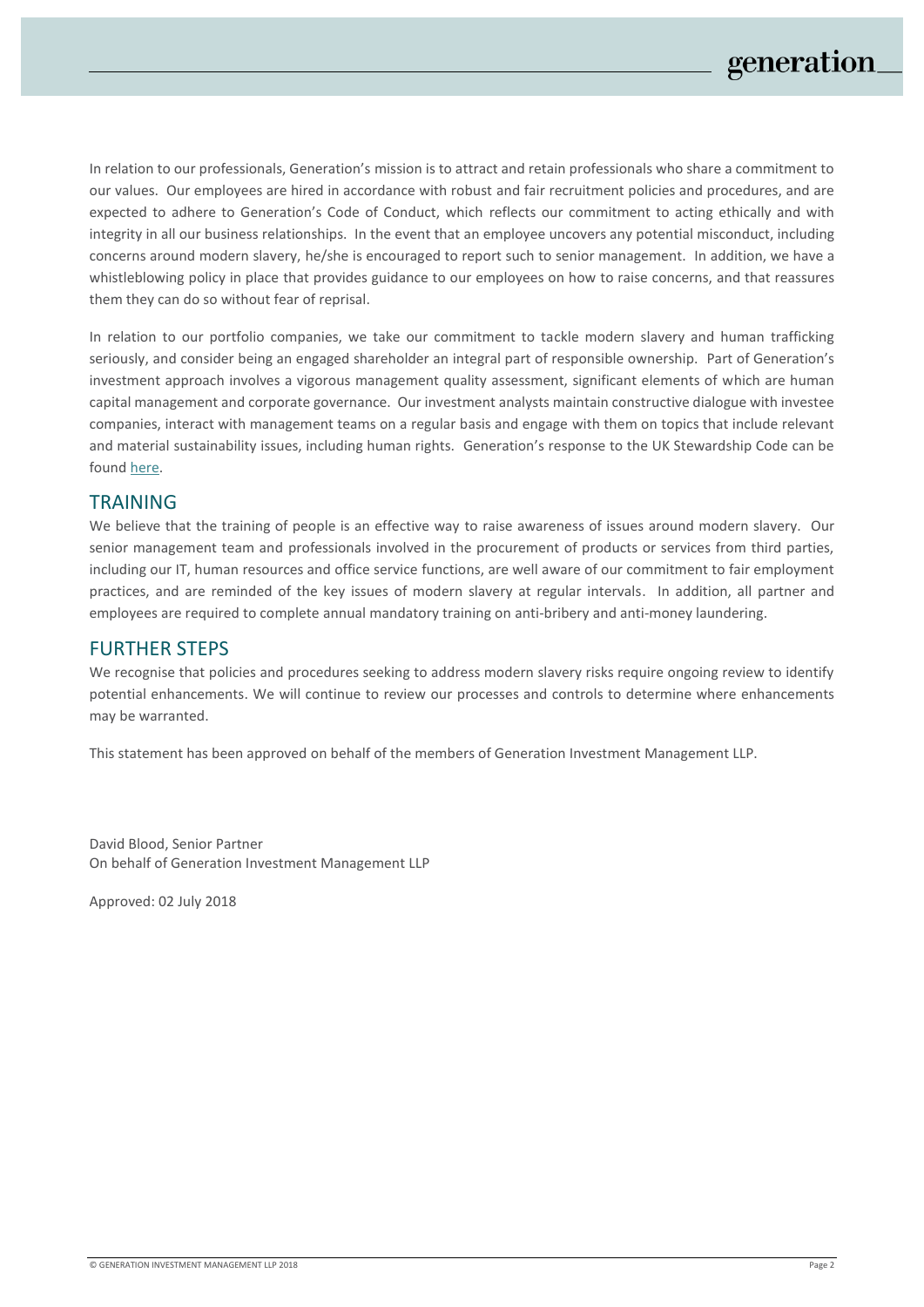In relation to our professionals, Generation's mission is to attract and retain professionals who share a commitment to our values. Our employees are hired in accordance with robust and fair recruitment policies and procedures, and are expected to adhere to Generation's Code of Conduct, which reflects our commitment to acting ethically and with integrity in all our business relationships. In the event that an employee uncovers any potential misconduct, including concerns around modern slavery, he/she is encouraged to report such to senior management. In addition, we have a whistleblowing policy in place that provides guidance to our employees on how to raise concerns, and that reassures them they can do so without fear of reprisal.

In relation to our portfolio companies, we take our commitment to tackle modern slavery and human trafficking seriously, and consider being an engaged shareholder an integral part of responsible ownership. Part of Generation's investment approach involves a vigorous management quality assessment, significant elements of which are human capital management and corporate governance. Our investment analysts maintain constructive dialogue with investee companies, interact with management teams on a regular basis and engage with them on topics that include relevant and material sustainability issues, including human rights. Generation's response to the UK Stewardship Code can be found here.

## TRAINING

We believe that the training of people is an effective way to raise awareness of issues around modern slavery. Our senior management team and professionals involved in the procurement of products or services from third parties, including our IT, human resources and office service functions, are well aware of our commitment to fair employment practices, and are reminded of the key issues of modern slavery at regular intervals. In addition, all partner and employees are required to complete annual mandatory training on anti-bribery and anti-money laundering.

## FURTHER STEPS

We recognise that policies and procedures seeking to address modern slavery risks require ongoing review to identify potential enhancements. We will continue to review our processes and controls to determine where enhancements may be warranted.

This statement has been approved on behalf of the members of Generation Investment Management LLP.

David Blood, Senior Partner
On behalf of Generation Investment Management LLP

Approved: 02 July 2018